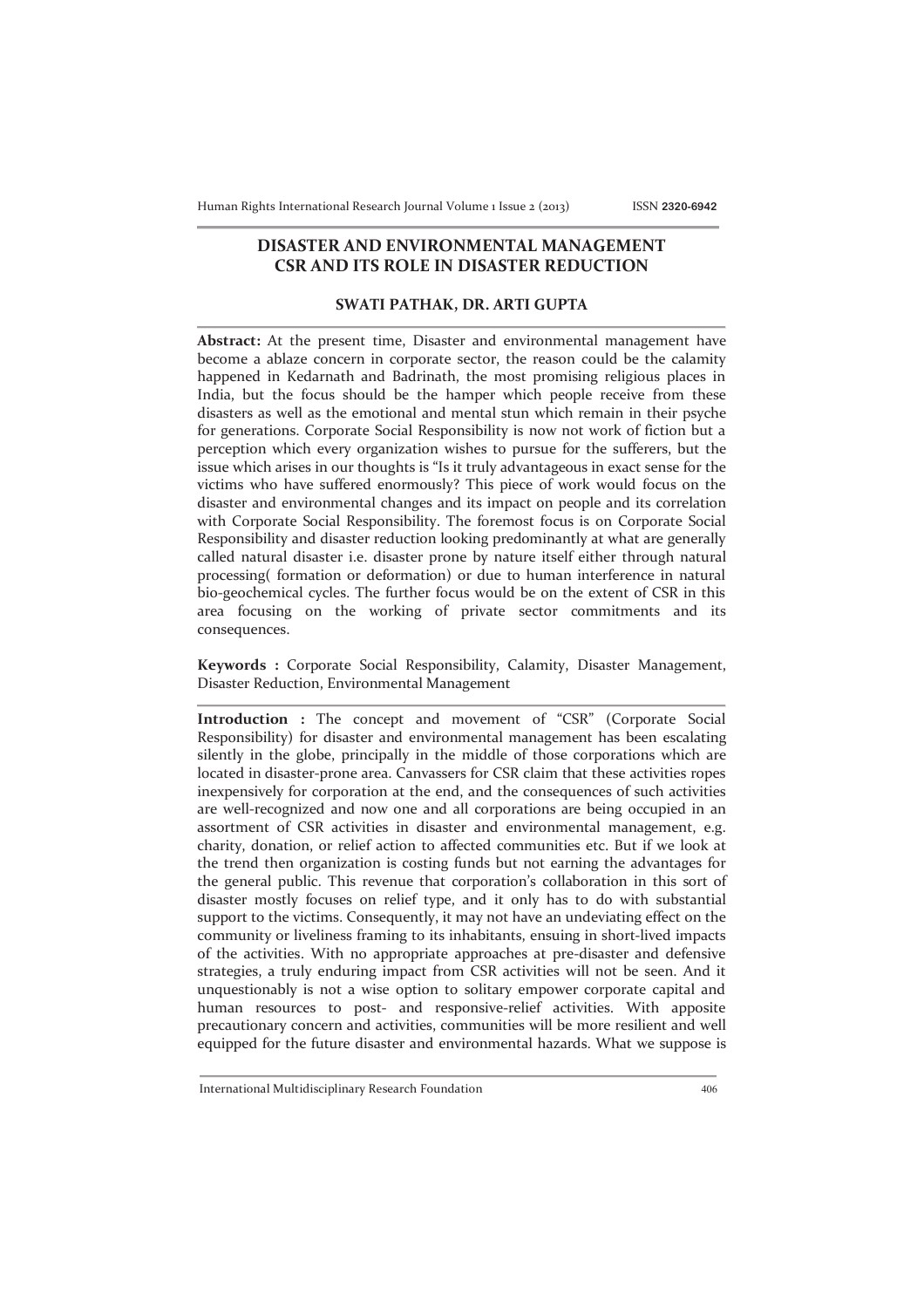# DISASTER AND ENVIRONMENTAL MANAGEMENT CSR AND ITS ROLE IN DISASTER REDUCTION

**SWATI PATHAK, DR. ARTI GUPTA**

**Abstract:** At the present time, Disaster and environmental management have become a ablaze concern in corporate sector, the reason could be the calamity happened in Kedarnath and Badrinath, the most promising religious places in India, but the focus should be the hamper which people receive from these disasters as well as the emotional and mental stun which remain in their psyche for generations. Corporate Social Responsibility is now not work of fiction but a perception which every organization wishes to pursue for the sufferers, but the issue which arises in our thoughts is "Is it truly advantageous in exact sense for the victims who have suffered enormously? This piece of work would focus on the disaster and environmental changes and its impact on people and its correlation with Corporate Social Responsibility. The foremost focus is on Corporate Social Responsibility and disaster reduction looking predominantly at what are generally called natural disaster i.e. disaster prone by nature itself either through natural processing( formation or deformation) or due to human interference in natural bio-geochemical cycles. The further focus would be on the extent of CSR in this area focusing on the working of private sector commitments and its consequences.

**Keywords :** Corporate Social Responsibility, Calamity, Disaster Management, Disaster Reduction, Environmental Management

**Introduction :** The concept and movement of "CSR" (Corporate Social Responsibility) for disaster and environmental management has been escalating silently in the globe, principally in the middle of those corporations which are located in disaster-prone area. Canvassers for CSR claim that these activities ropes inexpensively for corporation at the end, and the consequences of such activities are well-recognized and now one and all corporations are being occupied in an assortment of CSR activities in disaster and environmental management, e.g. charity, donation, or relief action to affected communities etc. But if we look at the trend then organization is costing funds but not earning the advantages for the general public. This revenue that corporation's collaboration in this sort of disaster mostly focuses on relief type, and it only has to do with substantial support to the victims. Consequently, it may not have an undeviating effect on the community or liveliness framing to its inhabitants, ensuing in short-lived impacts of the activities. With no appropriate approaches at pre-disaster and defensive strategies, a truly enduring impact from CSR activities will not be seen. And it unquestionably is not a wise option to solitary empower corporate capital and human resources to post- and responsive-relief activities. With apposite precautionary concern and activities, communities will be more resilient and well equipped for the future disaster and environmental hazards. What we suppose is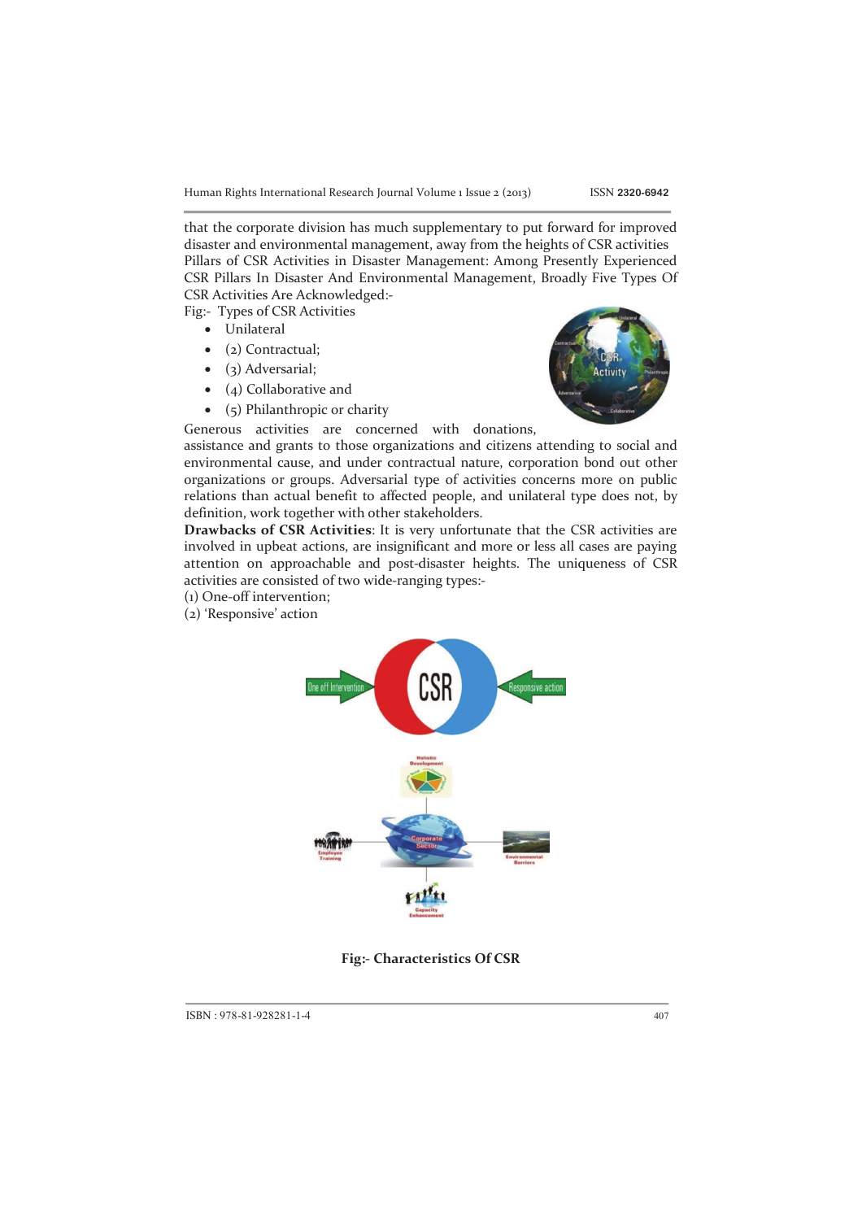that the corporate division has much supplementary to put forward for improved disaster and environmental management, away from the heights of CSR activities Pillars of CSR Activities in Disaster Management: Among Presently Experienced CSR Pillars In Disaster And Environmental Management, Broadly Five Types Of CSR Activities Are Acknowledged:-

Fig:- Types of CSR Activities

- Unilateral
- (2) Contractual;
- (3) Adversarial;
- (4) Collaborative and
- (5) Philanthropic or charity

Generous activities are concerned with donations, assistance and grants to those organizations and citizens attending to social and environmental cause, and under contractual nature, corporation bond out other organizations or groups. Adversarial type of activities concerns more on public relations than actual benefit to affected people, and unilateral type does not, by definition, work together with other stakeholders.

**Drawbacks of CSR Activities**: It is very unfortunate that the CSR activities are involved in upbeat actions, are insignificant and more or less all cases are paying attention on approachable and post-disaster heights. The uniqueness of CSR activities are consisted of two wide-ranging types:-

(1) One-off intervention;
(2) 'Responsive' action

**Fig:- Characteristics Of CSR**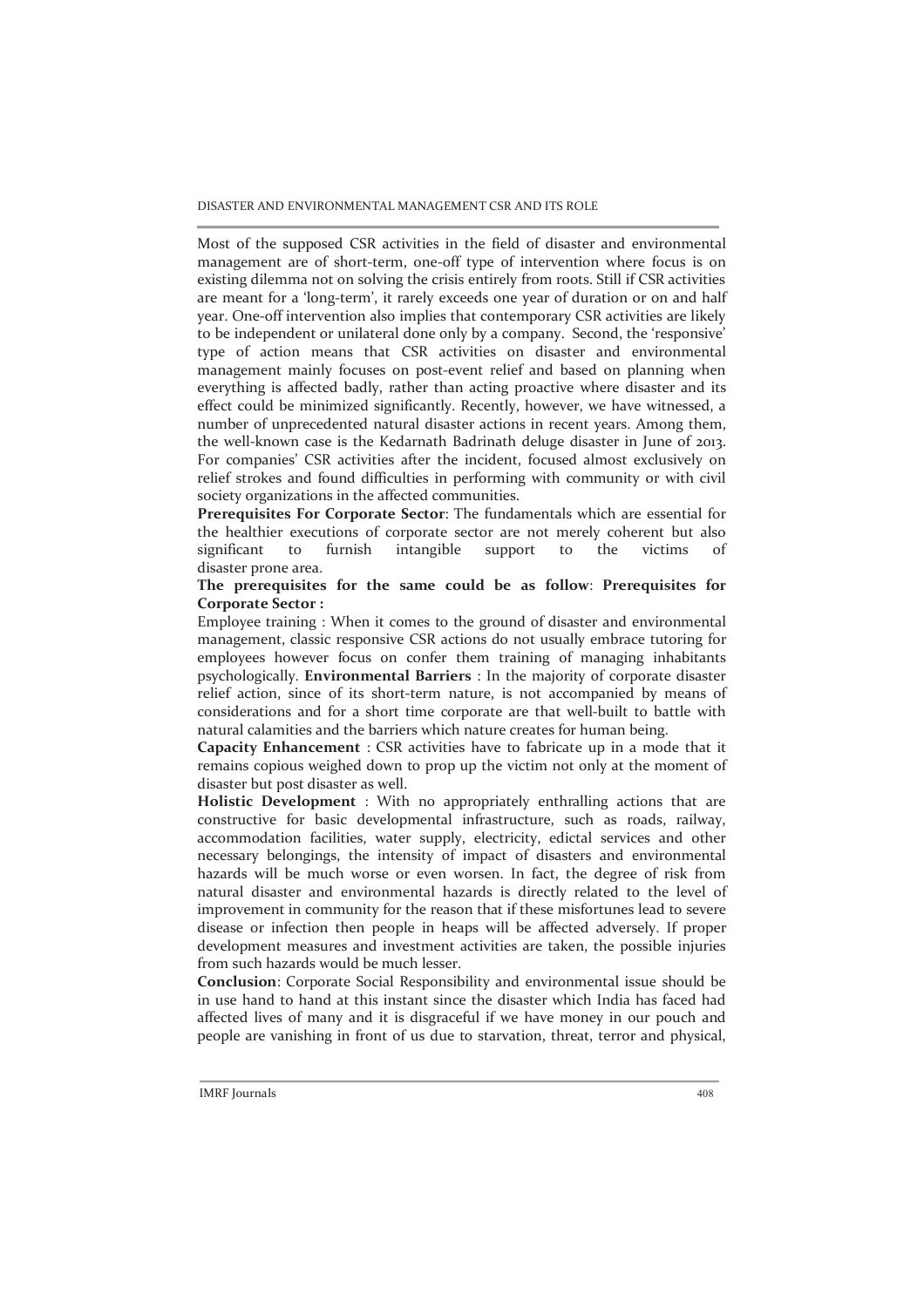Most of the supposed CSR activities in the field of disaster and environmental management are of short-term, one-off type of intervention where focus is on existing dilemma not on solving the crisis entirely from roots. Still if CSR activities are meant for a 'long-term', it rarely exceeds one year of duration or on and half year. One-off intervention also implies that contemporary CSR activities are likely to be independent or unilateral done only by a company. Second, the 'responsive' type of action means that CSR activities on disaster and environmental management mainly focuses on post-event relief and based on planning when everything is affected badly, rather than acting proactive where disaster and its effect could be minimized significantly. Recently, however, we have witnessed, a number of unprecedented natural disaster actions in recent years. Among them, the well-known case is the Kedarnath Badrinath deluge disaster in June of 2013. For companies' CSR activities after the incident, focused almost exclusively on relief strokes and found difficulties in performing with community or with civil society organizations in the affected communities.

**Prerequisites For Corporate Sector**: The fundamentals which are essential for the healthier executions of corporate sector are not merely coherent but also significant to furnish intangible support to the victims of disaster prone area.

**The prerequisites for the same could be as follow**: **Prerequisites for Corporate Sector :**

Employee training : When it comes to the ground of disaster and environmental management, classic responsive CSR actions do not usually embrace tutoring for employees however focus on confer them training of managing inhabitants psychologically. **Environmental Barriers** : In the majority of corporate disaster relief action, since of its short-term nature, is not accompanied by means of considerations and for a short time corporate are that well-built to battle with natural calamities and the barriers which nature creates for human being.

**Capacity Enhancement** : CSR activities have to fabricate up in a mode that it remains copious weighed down to prop up the victim not only at the moment of disaster but post disaster as well.

**Holistic Development** : With no appropriately enthralling actions that are constructive for basic developmental infrastructure, such as roads, railway, accommodation facilities, water supply, electricity, edictal services and other necessary belongings, the intensity of impact of disasters and environmental hazards will be much worse or even worsen. In fact, the degree of risk from natural disaster and environmental hazards is directly related to the level of improvement in community for the reason that if these misfortunes lead to severe disease or infection then people in heaps will be affected adversely. If proper development measures and investment activities are taken, the possible injuries from such hazards would be much lesser.

**Conclusion**: Corporate Social Responsibility and environmental issue should be in use hand to hand at this instant since the disaster which India has faced had affected lives of many and it is disgraceful if we have money in our pouch and people are vanishing in front of us due to starvation, threat, terror and physical,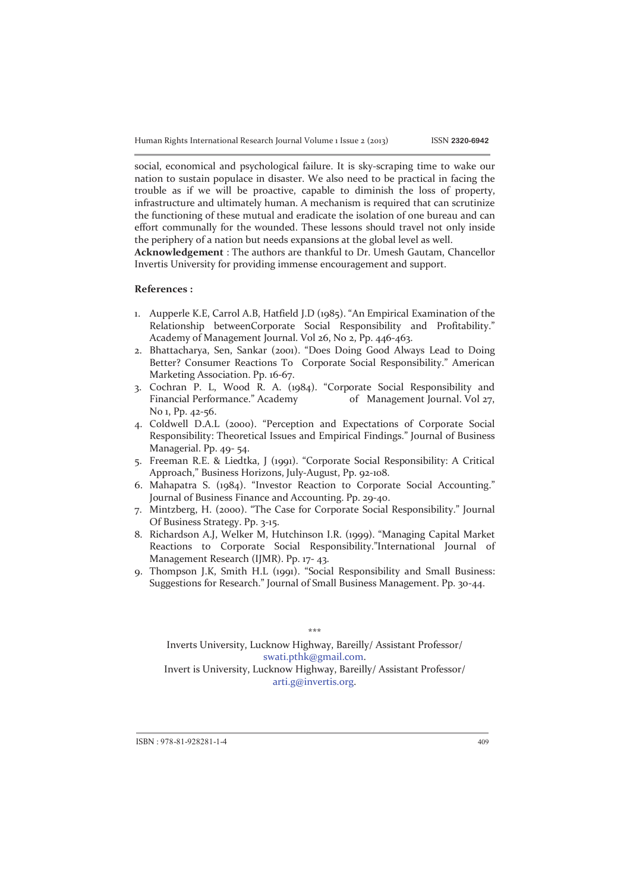social, economical and psychological failure. It is sky-scraping time to wake our nation to sustain populace in disaster. We also need to be practical in facing the trouble as if we will be proactive, capable to diminish the loss of property, infrastructure and ultimately human. A mechanism is required that can scrutinize the functioning of these mutual and eradicate the isolation of one bureau and can effort communally for the wounded. These lessons should travel not only inside the periphery of a nation but needs expansions at the global level as well.

**Acknowledgement** : The authors are thankful to Dr. Umesh Gautam, Chancellor Invertis University for providing immense encouragement and support.

**References :**

1. Aupperle K.E, Carrol A.B, Hatfield J.D (1985). "An Empirical Examination of the Relationship betweenCorporate Social Responsibility and Profitability." Academy of Management Journal. Vol 26, No 2, Pp. 446-463.
2. Bhattacharya, Sen, Sankar (2001). "Does Doing Good Always Lead to Doing Better? Consumer Reactions To Corporate Social Responsibility." American Marketing Association. Pp. 16-67.
3. Cochran P. L, Wood R. A. (1984). "Corporate Social Responsibility and Financial Performance." Academy of Management Journal. Vol 27, No 1, Pp. 42-56.
4. Coldwell D.A.L (2000). "Perception and Expectations of Corporate Social Responsibility: Theoretical Issues and Empirical Findings." Journal of Business Managerial. Pp. 49- 54.
5. Freeman R.E. & Liedtka, J (1991). "Corporate Social Responsibility: A Critical Approach," Business Horizons, July-August, Pp. 92-108.
6. Mahapatra S. (1984). "Investor Reaction to Corporate Social Accounting." Journal of Business Finance and Accounting. Pp. 29-40.
7. Mintzberg, H. (2000). "The Case for Corporate Social Responsibility." Journal Of Business Strategy. Pp. 3-15.
8. Richardson A.J, Welker M, Hutchinson I.R. (1999). "Managing Capital Market Reactions to Corporate Social Responsibility."International Journal of Management Research (IJMR). Pp. 17- 43.
9. Thompson J.K, Smith H.L (1991). "Social Responsibility and Small Business: Suggestions for Research." Journal of Small Business Management. Pp. 30-44.

\*\*\*

Inverts University, Lucknow Highway, Bareilly/ Assistant Professor/ swati.pthk@gmail.com.

Invert is University, Lucknow Highway, Bareilly/ Assistant Professor/ arti.g@invertis.org.